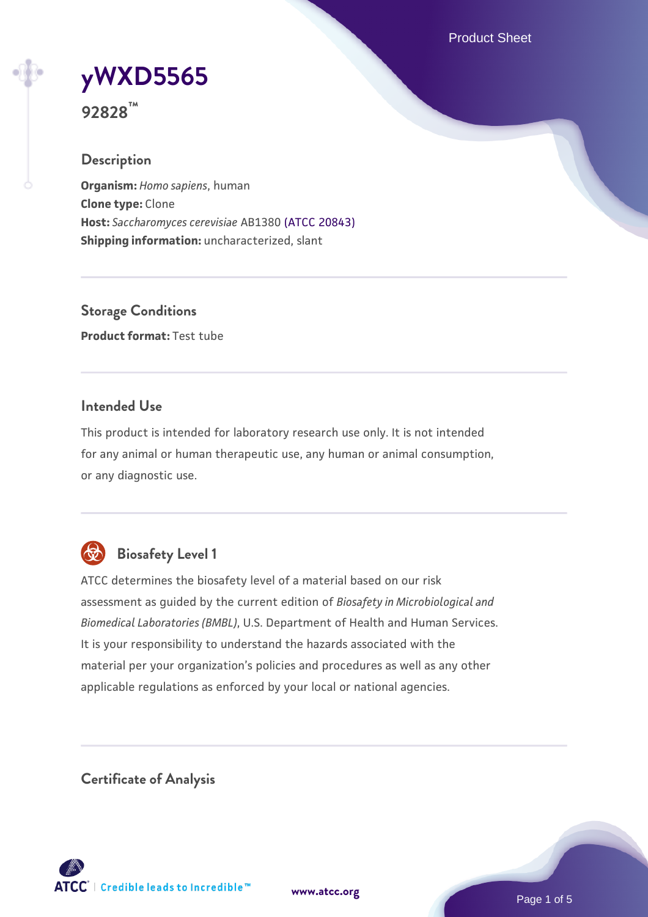# yWXD5565

**92828™**

## Description

**Organism:** *Homo sapiens*, human
**Clone type:** Clone
**Host:** *Saccharomyces cerevisiae* AB1380 (ATCC 20843)
**Shipping information:** uncharacterized, slant

## Storage Conditions

**Product format:** Test tube

## Intended Use

This product is intended for laboratory research use only. It is not intended for any animal or human therapeutic use, any human or animal consumption, or any diagnostic use.

## Biosafety Level 1

ATCC determines the biosafety level of a material based on our risk assessment as guided by the current edition of *Biosafety in Microbiological and Biomedical Laboratories (BMBL)*, U.S. Department of Health and Human Services. It is your responsibility to understand the hazards associated with the material per your organization's policies and procedures as well as any other applicable regulations as enforced by your local or national agencies.

## Certificate of Analysis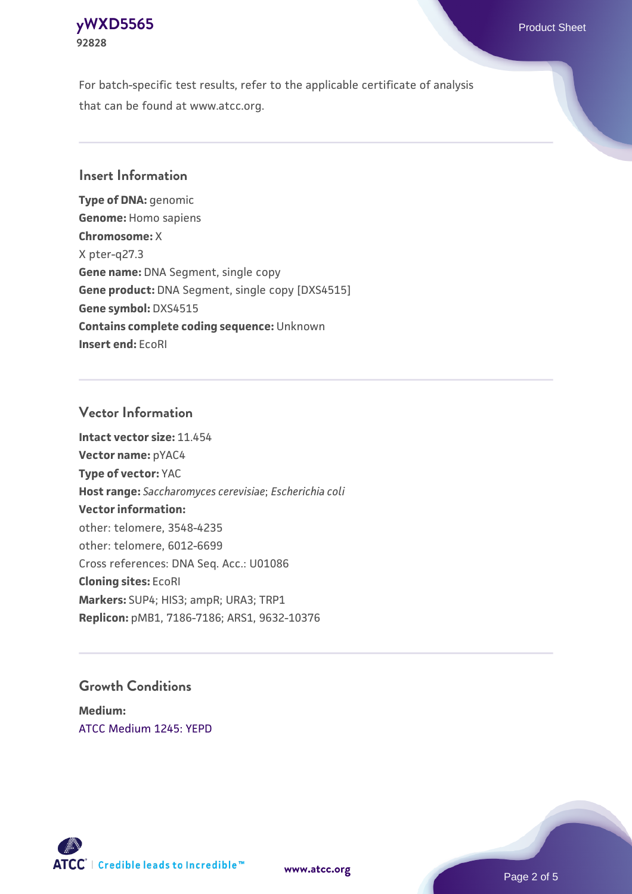For batch-specific test results, refer to the applicable certificate of analysis that can be found at www.atcc.org.

## Insert Information

**Type of DNA:** genomic
**Genome:** Homo sapiens
**Chromosome:** X
X pter-q27.3
**Gene name:** DNA Segment, single copy
**Gene product:** DNA Segment, single copy [DXS4515]
**Gene symbol:** DXS4515
**Contains complete coding sequence:** Unknown
**Insert end:** EcoRI

## Vector Information

**Intact vector size:** 11.454
**Vector name:** pYAC4
**Type of vector:** YAC
**Host range:** *Saccharomyces cerevisiae*; *Escherichia coli*
**Vector information:**
other: telomere, 3548-4235
other: telomere, 6012-6699
Cross references: DNA Seq. Acc.: U01086
**Cloning sites:** EcoRI
**Markers:** SUP4; HIS3; ampR; URA3; TRP1
**Replicon:** pMB1, 7186-7186; ARS1, 9632-10376

## Growth Conditions

**Medium:**
ATCC Medium 1245: YEPD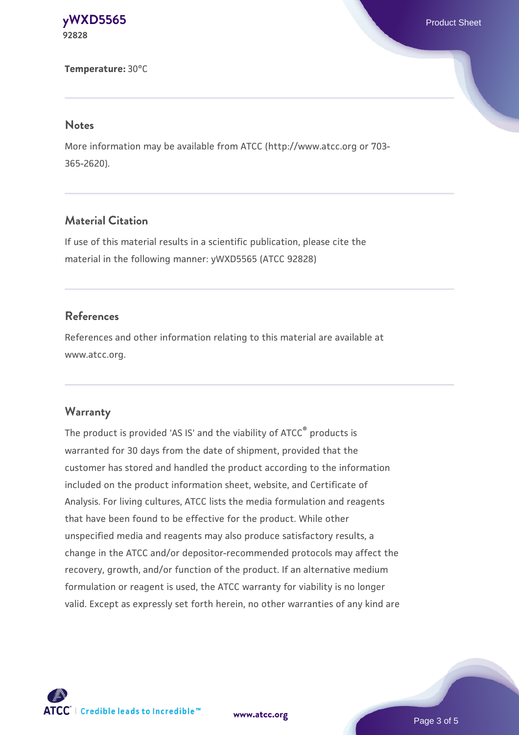**Temperature:** 30°C

## Notes

More information may be available from ATCC (http://www.atcc.org or 703-365-2620).

## Material Citation

If use of this material results in a scientific publication, please cite the material in the following manner: yWXD5565 (ATCC 92828)

## References

References and other information relating to this material are available at www.atcc.org.

## Warranty

The product is provided 'AS IS' and the viability of ATCC® products is warranted for 30 days from the date of shipment, provided that the customer has stored and handled the product according to the information included on the product information sheet, website, and Certificate of Analysis. For living cultures, ATCC lists the media formulation and reagents that have been found to be effective for the product. While other unspecified media and reagents may also produce satisfactory results, a change in the ATCC and/or depositor-recommended protocols may affect the recovery, growth, and/or function of the product. If an alternative medium formulation or reagent is used, the ATCC warranty for viability is no longer valid. Except as expressly set forth herein, no other warranties of any kind are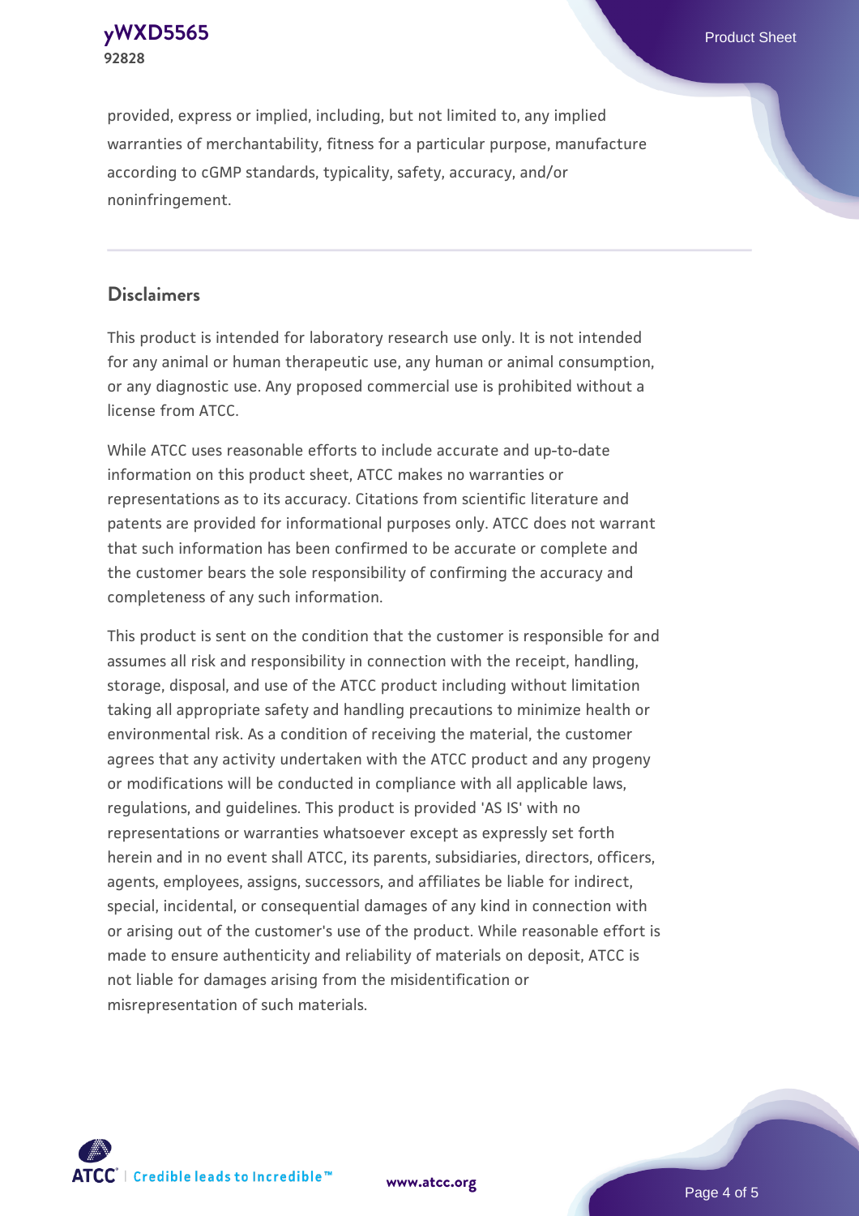provided, express or implied, including, but not limited to, any implied warranties of merchantability, fitness for a particular purpose, manufacture according to cGMP standards, typicality, safety, accuracy, and/or noninfringement.

## Disclaimers

This product is intended for laboratory research use only. It is not intended for any animal or human therapeutic use, any human or animal consumption, or any diagnostic use. Any proposed commercial use is prohibited without a license from ATCC.

While ATCC uses reasonable efforts to include accurate and up-to-date information on this product sheet, ATCC makes no warranties or representations as to its accuracy. Citations from scientific literature and patents are provided for informational purposes only. ATCC does not warrant that such information has been confirmed to be accurate or complete and the customer bears the sole responsibility of confirming the accuracy and completeness of any such information.

This product is sent on the condition that the customer is responsible for and assumes all risk and responsibility in connection with the receipt, handling, storage, disposal, and use of the ATCC product including without limitation taking all appropriate safety and handling precautions to minimize health or environmental risk. As a condition of receiving the material, the customer agrees that any activity undertaken with the ATCC product and any progeny or modifications will be conducted in compliance with all applicable laws, regulations, and guidelines. This product is provided 'AS IS' with no representations or warranties whatsoever except as expressly set forth herein and in no event shall ATCC, its parents, subsidiaries, directors, officers, agents, employees, assigns, successors, and affiliates be liable for indirect, special, incidental, or consequential damages of any kind in connection with or arising out of the customer's use of the product. While reasonable effort is made to ensure authenticity and reliability of materials on deposit, ATCC is not liable for damages arising from the misidentification or misrepresentation of such materials.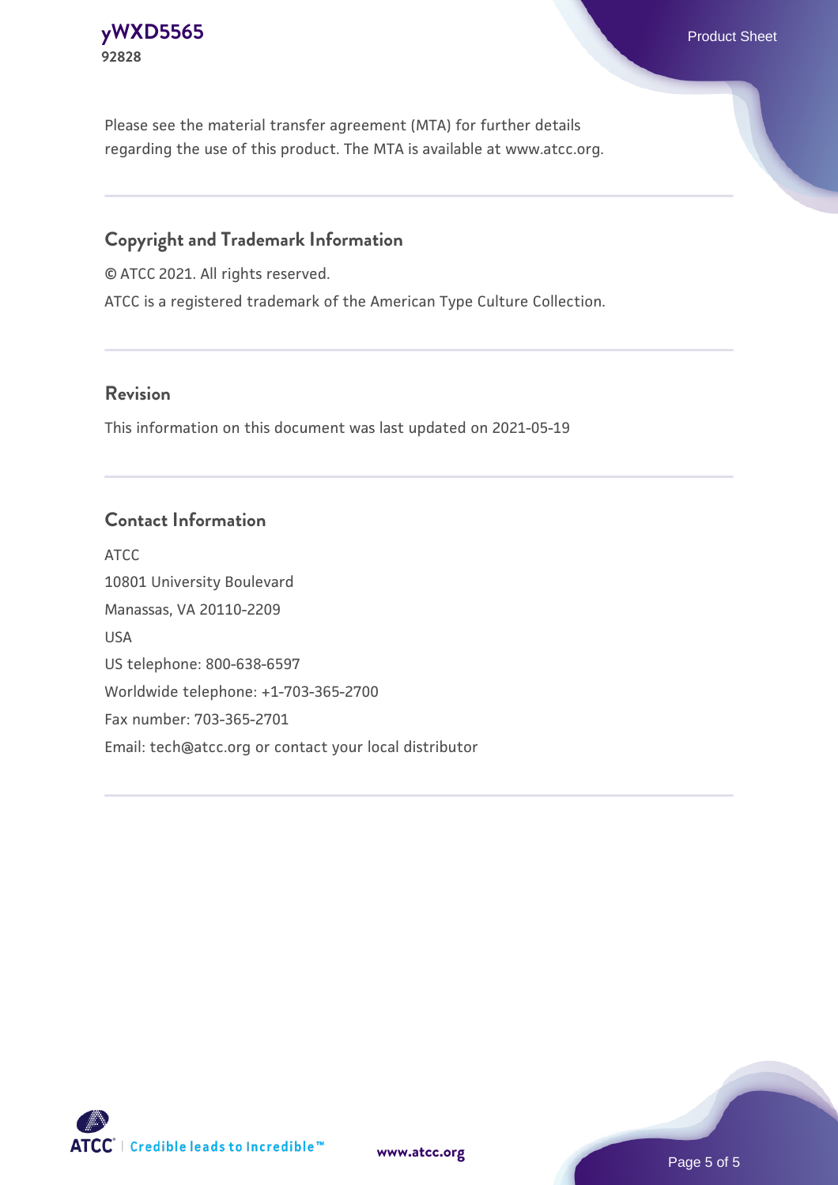Please see the material transfer agreement (MTA) for further details regarding the use of this product. The MTA is available at www.atcc.org.

## Copyright and Trademark Information

© ATCC 2021. All rights reserved.

ATCC is a registered trademark of the American Type Culture Collection.

## Revision

This information on this document was last updated on 2021-05-19

## Contact Information

ATCC
10801 University Boulevard
Manassas, VA 20110-2209
USA
US telephone: 800-638-6597
Worldwide telephone: +1-703-365-2700
Fax number: 703-365-2701
Email: tech@atcc.org or contact your local distributor